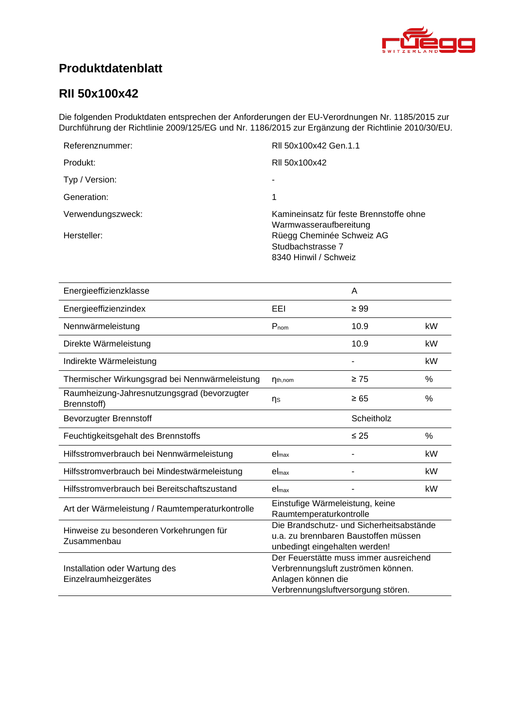## Produktdatenblatt

## RII 50x100x42

Die folgenden Produktdaten entsprechen der Anforderungen der EU-Verordnungen Nr. 1185/2015 zur Durchführung der Richtlinie 2009/125/EG und Nr. 1186/2015 zur Ergänzung der Richtlinie 2010/30/EU.

| | |
|---|---|
| Referenznummer: | RII 50x100x42 Gen.1.1 |
| Produkt: | RII 50x100x42 |
| Typ / Version: | - |
| Generation: | 1 |
| Verwendungszweck: | Kamineinsatz für feste Brennstoffe ohne Warmwasseraufbereitung |
| Hersteller: | Rüegg Cheminée Schweiz AG<br>Studbachstrasse 7<br>8340 Hinwil / Schweiz |

| | | | |
|---|---|---|---|
| Energieeffizienzklasse | | A | |
| Energieeffizienzindex | EEI | ≥ 99 | |
| Nennwärmeleistung | $P_{nom}$ | 10.9 | kW |
| Direkte Wärmeleistung | | 10.9 | kW |
| Indirekte Wärmeleistung | | - | kW |
| Thermischer Wirkungsgrad bei Nennwärmeleistung | $\eta_{th,nom}$ | ≥ 75 | % |
| Raumheizung-Jahresnutzungsgrad (bevorzugter Brennstoff) | $\eta_S$ | ≥ 65 | % |
| Bevorzugter Brennstoff | | Scheitholz | |
| Feuchtigkeitsgehalt des Brennstoffs | | ≤ 25 | % |
| Hilfsstromverbrauch bei Nennwärmeleistung | $el_{max}$ | - | kW |
| Hilfsstromverbrauch bei Mindestwärmeleistung | $el_{max}$ | - | kW |
| Hilfsstromverbrauch bei Bereitschaftszustand | $el_{max}$ | - | kW |
| Art der Wärmeleistung / Raumtemperaturkontrolle | Einstufige Wärmeleistung, keine Raumtemperaturkontrolle | | |
| Hinweise zu besonderen Vorkehrungen für Zusammenbau | Die Brandschutz- und Sicherheitsabstände u.a. zu brennbaren Baustoffen müssen unbedingt eingehalten werden! | | |
| Installation oder Wartung des Einzelraumheizgerätes | Der Feuerstätte muss immer ausreichend Verbrennungsluft zuströmen können. Anlagen können die Verbrennungsluftversorgung stören. | | |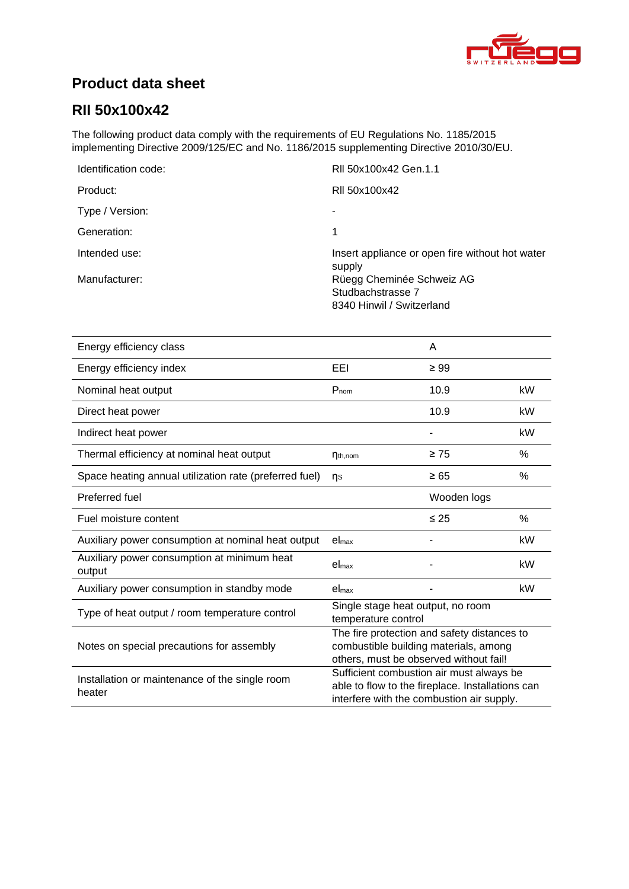# Product data sheet

## RII 50x100x42

The following product data comply with the requirements of EU Regulations No. 1185/2015 implementing Directive 2009/125/EC and No. 1186/2015 supplementing Directive 2010/30/EU.

| | |
|---|---|
| Identification code: | RII 50x100x42 Gen.1.1 |
| Product: | RII 50x100x42 |
| Type / Version: | - |
| Generation: | 1 |
| Intended use: | Insert appliance or open fire without hot water supply |
| Manufacturer: | Rüegg Cheminée Schweiz AG<br>Studbachstrasse 7<br>8340 Hinwil / Switzerland |

| | | | |
|---|---|---|---|
| Energy efficiency class | | A | |
| Energy efficiency index | EEI | ≥ 99 | |
| Nominal heat output | $P_{nom}$ | 10.9 | kW |
| Direct heat power | | 10.9 | kW |
| Indirect heat power | | - | kW |
| Thermal efficiency at nominal heat output | $\eta_{th,nom}$ | ≥ 75 | % |
| Space heating annual utilization rate (preferred fuel) | $\eta_S$ | ≥ 65 | % |
| Preferred fuel | | Wooden logs | |
| Fuel moisture content | | ≤ 25 | % |
| Auxiliary power consumption at nominal heat output | $el_{max}$ | - | kW |
| Auxiliary power consumption at minimum heat output | $el_{max}$ | - | kW |
| Auxiliary power consumption in standby mode | $el_{max}$ | - | kW |
| Type of heat output / room temperature control | Single stage heat output, no room temperature control | | |
| Notes on special precautions for assembly | The fire protection and safety distances to combustible building materials, among others, must be observed without fail! | | |
| Installation or maintenance of the single room heater | Sufficient combustion air must always be able to flow to the fireplace. Installations can interfere with the combustion air supply. | | |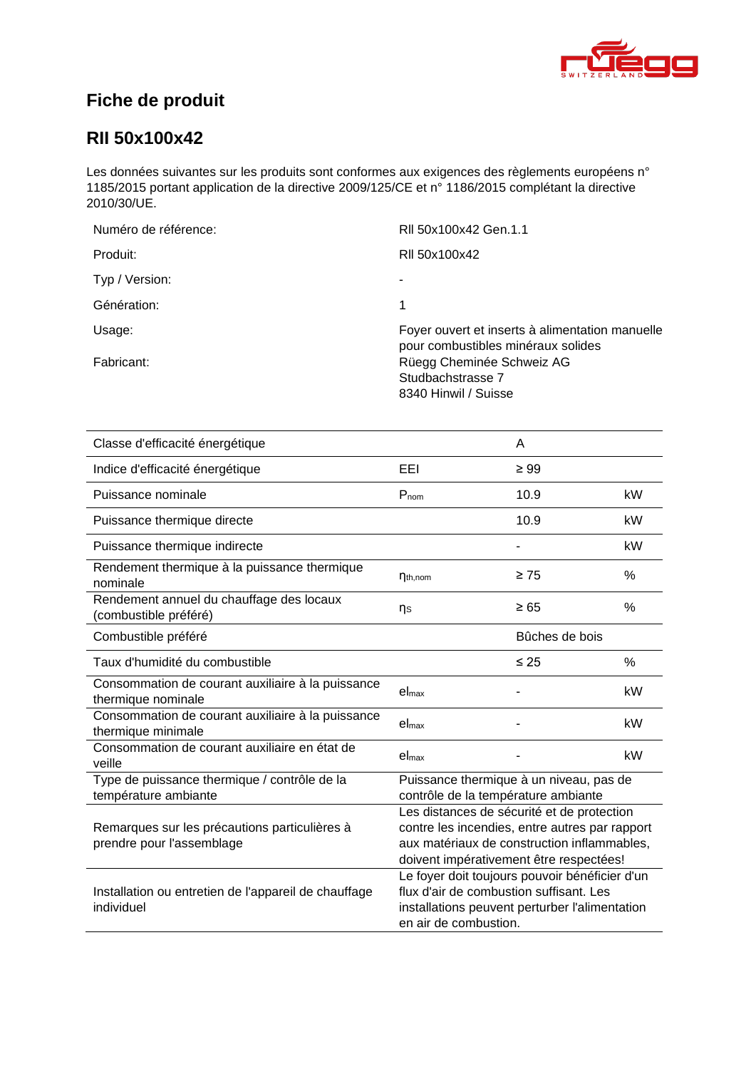## Fiche de produit

## RII 50x100x42

Les données suivantes sur les produits sont conformes aux exigences des règlements européens n° 1185/2015 portant application de la directive 2009/125/CE et n° 1186/2015 complétant la directive 2010/30/UE.

| | |
|---|---|
| Numéro de référence: | RII 50x100x42 Gen.1.1 |
| Produit: | RII 50x100x42 |
| Typ / Version: | - |
| Génération: | 1 |
| Usage: | Foyer ouvert et inserts à alimentation manuelle pour combustibles minéraux solides |
| Fabricant: | Rüegg Cheminée Schweiz AG<br>Studbachstrasse 7<br>8340 Hinwil / Suisse |

| | | | |
|---|---|---|---|
| Classe d'efficacité énergétique | | A | |
| Indice d'efficacité énergétique | EEI | ≥ 99 | |
| Puissance nominale | $P_{nom}$ | 10.9 | kW |
| Puissance thermique directe | | 10.9 | kW |
| Puissance thermique indirecte | | - | kW |
| Rendement thermique à la puissance thermique nominale | $\eta_{th,nom}$ | ≥ 75 | % |
| Rendement annuel du chauffage des locaux (combustible préféré) | $\eta_S$ | ≥ 65 | % |
| Combustible préféré | | Bûches de bois | |
| Taux d'humidité du combustible | | ≤ 25 | % |
| Consommation de courant auxiliaire à la puissance thermique nominale | $el_{max}$ | - | kW |
| Consommation de courant auxiliaire à la puissance thermique minimale | $el_{max}$ | - | kW |
| Consommation de courant auxiliaire en état de veille | $el_{max}$ | - | kW |
| Type de puissance thermique / contrôle de la température ambiante | Puissance thermique à un niveau, pas de contrôle de la température ambiante | | |
| Remarques sur les précautions particulières à prendre pour l'assemblage | Les distances de sécurité et de protection contre les incendies, entre autres par rapport aux matériaux de construction inflammables, doivent impérativement être respectées! | | |
| Installation ou entretien de l'appareil de chauffage individuel | Le foyer doit toujours pouvoir bénéficier d'un flux d'air de combustion suffisant. Les installations peuvent perturber l'alimentation en air de combustion. | | |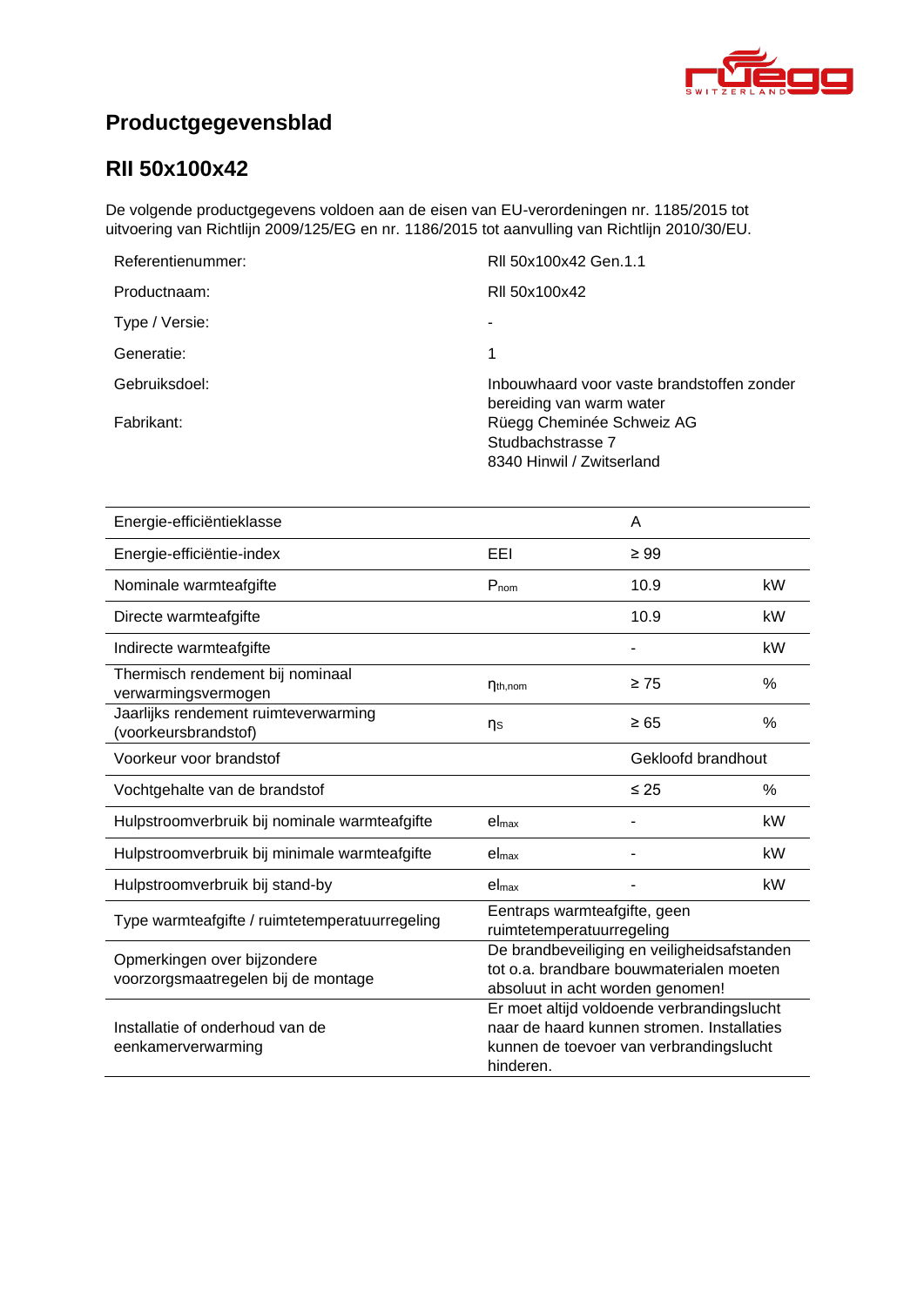# Productgegevensblad

## RII 50x100x42

De volgende productgegevens voldoen aan de eisen van EU-verordeningen nr. 1185/2015 tot uitvoering van Richtlijn 2009/125/EG en nr. 1186/2015 tot aanvulling van Richtlijn 2010/30/EU.

| | |
|---|---|
| Referentienummer: | RII 50x100x42 Gen.1.1 |
| Productnaam: | RII 50x100x42 |
| Type / Versie: | - |
| Generatie: | 1 |
| Gebruiksdoel: | Inbouwhaard voor vaste brandstoffen zonder bereiding van warm water |
| Fabrikant: | Rüegg Cheminée Schweiz AG<br>Studbachstrasse 7<br>8340 Hinwil / Zwitserland |

| | | | |
|---|---|---|---|
| Energie-efficiëntieklasse | | A | |
| Energie-efficiëntie-index | EEI | ≥ 99 | |
| Nominale warmteafgifte | $P_{nom}$ | 10.9 | kW |
| Directe warmteafgifte | | 10.9 | kW |
| Indirecte warmteafgifte | | - | kW |
| Thermisch rendement bij nominaal verwarmingsvermogen | $\eta_{th,nom}$ | ≥ 75 | % |
| Jaarlijks rendement ruimteverwarming (voorkeursbrandstof) | $\eta_S$ | ≥ 65 | % |
| Voorkeur voor brandstof | | Gekloofd brandhout | |
| Vochtgehalte van de brandstof | | ≤ 25 | % |
| Hulpstroomverbruik bij nominale warmteafgifte | $el_{max}$ | - | kW |
| Hulpstroomverbruik bij minimale warmteafgifte | $el_{max}$ | - | kW |
| Hulpstroomverbruik bij stand-by | $el_{max}$ | - | kW |
| Type warmteafgifte / ruimtetemperatuurregeling | Eentraps warmteafgifte, geen ruimtetemperatuurregeling | | |
| Opmerkingen over bijzondere voorzorgsmaatregelen bij de montage | De brandbeveiliging en veiligheidsafstanden tot o.a. brandbare bouwmaterialen moeten absoluut in acht worden genomen! | | |
| Installatie of onderhoud van de eenkamerverwarming | Er moet altijd voldoende verbrandingslucht naar de haard kunnen stromen. Installaties kunnen de toevoer van verbrandingslucht hinderen. | | |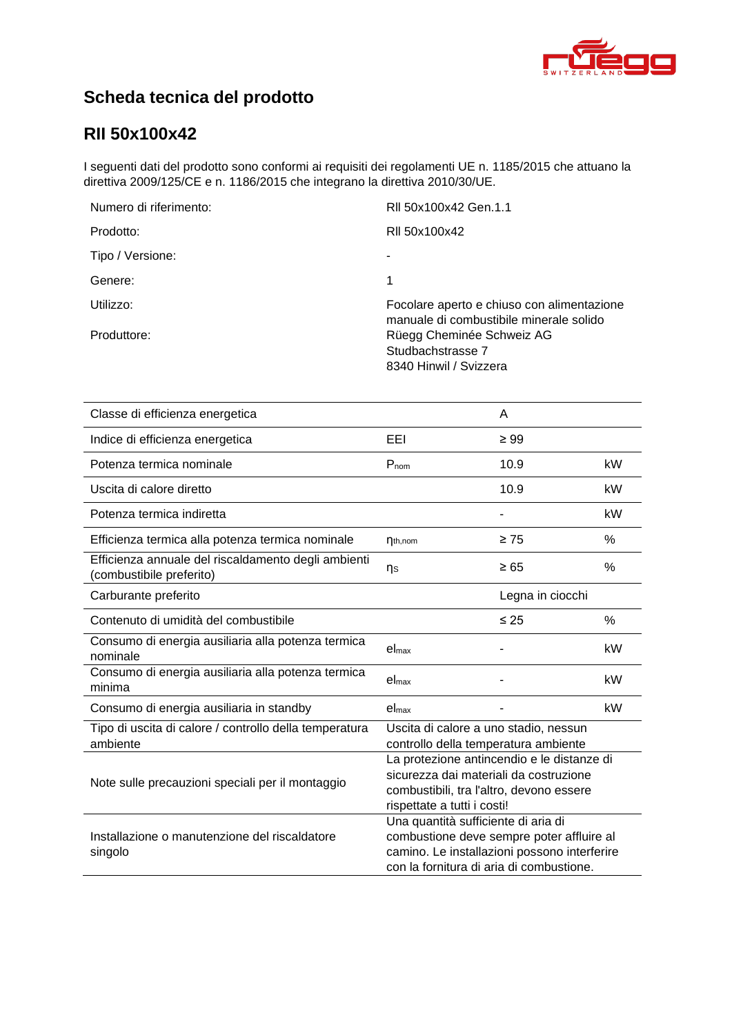# Scheda tecnica del prodotto

## RII 50x100x42

I seguenti dati del prodotto sono conformi ai requisiti dei regolamenti UE n. 1185/2015 che attuano la direttiva 2009/125/CE e n. 1186/2015 che integrano la direttiva 2010/30/UE.

| | |
|---|---|
| Numero di riferimento: | RII 50x100x42 Gen.1.1 |
| Prodotto: | RII 50x100x42 |
| Tipo / Versione: | - |
| Genere: | 1 |
| Utilizzo: | Focolare aperto e chiuso con alimentazione manuale di combustibile minerale solido |
| Produttore: | Rüegg Cheminée Schweiz AG<br>Studbachstrasse 7<br>8340 Hinwil / Svizzera |

| | | | |
|---|---|---|---|
| Classe di efficienza energetica | | A | |
| Indice di efficienza energetica | EEI | ≥ 99 | |
| Potenza termica nominale | $P_{nom}$ | 10.9 | kW |
| Uscita di calore diretto | | 10.9 | kW |
| Potenza termica indiretta | | - | kW |
| Efficienza termica alla potenza termica nominale | $\eta_{th,nom}$ | ≥ 75 | % |
| Efficienza annuale del riscaldamento degli ambienti (combustibile preferito) | $\eta_S$ | ≥ 65 | % |
| Carburante preferito | | Legna in ciocchi | |
| Contenuto di umidità del combustibile | | ≤ 25 | % |
| Consumo di energia ausiliaria alla potenza termica nominale | $el_{max}$ | - | kW |
| Consumo di energia ausiliaria alla potenza termica minima | $el_{max}$ | - | kW |
| Consumo di energia ausiliaria in standby | $el_{max}$ | - | kW |
| Tipo di uscita di calore / controllo della temperatura ambiente | Uscita di calore a uno stadio, nessun controllo della temperatura ambiente | | |
| Note sulle precauzioni speciali per il montaggio | La protezione antincendio e le distanze di sicurezza dai materiali da costruzione combustibili, tra l'altro, devono essere rispettate a tutti i costi! | | |
| Installazione o manutenzione del riscaldatore singolo | Una quantità sufficiente di aria di combustione deve sempre poter affluire al camino. Le installazioni possono interferire con la fornitura di aria di combustione. | | |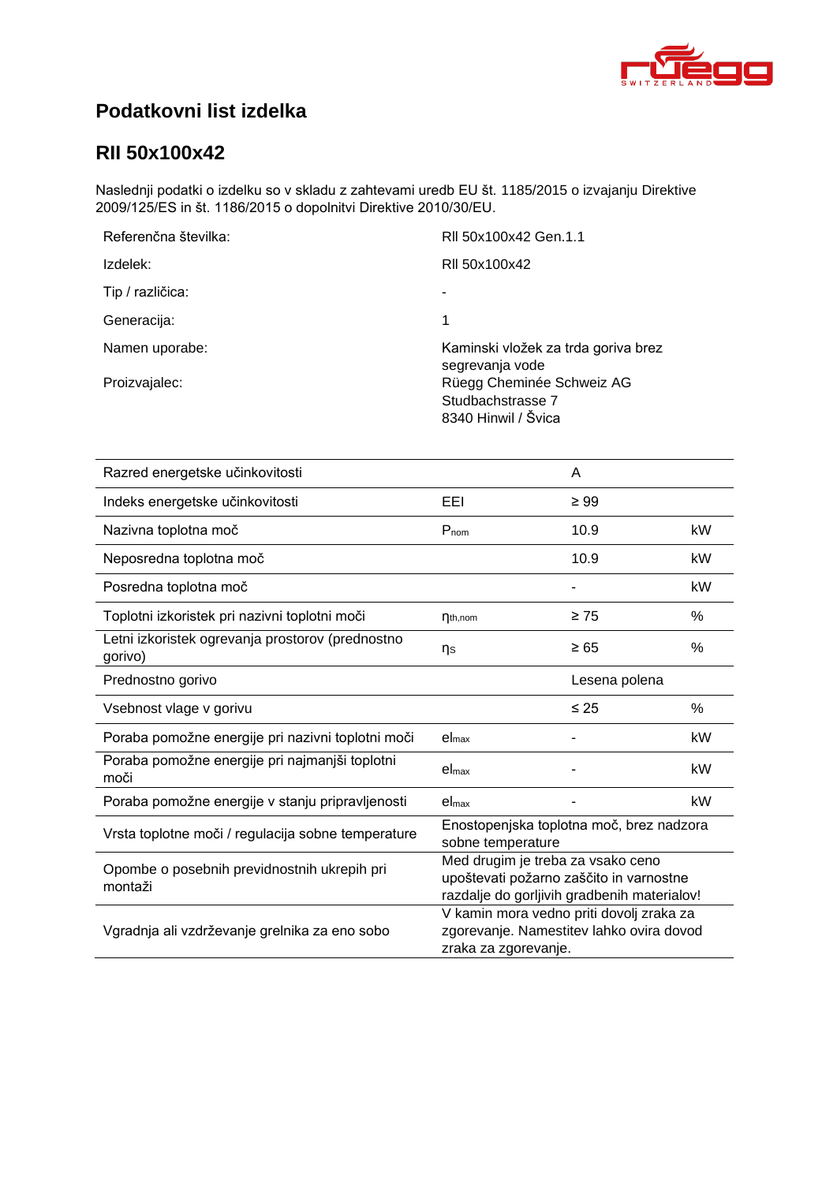# Podatkovni list izdelka

## RII 50x100x42

Naslednji podatki o izdelku so v skladu z zahtevami uredb EU št. 1185/2015 o izvajanju Direktive 2009/125/ES in št. 1186/2015 o dopolnitvi Direktive 2010/30/EU.

| | |
|---|---|
| Referenčna številka: | RII 50x100x42 Gen.1.1 |
| Izdelek: | RII 50x100x42 |
| Tip / različica: | - |
| Generacija: | 1 |
| Namen uporabe: | Kaminski vložek za trda goriva brez segrevanja vode |
| Proizvajalec: | Rüegg Cheminée Schweiz AG<br>Studbachstrasse 7<br>8340 Hinwil / Švica |

| | | | |
|---|---|---|---|
| Razred energetske učinkovitosti | | A | |
| Indeks energetske učinkovitosti | EEI | ≥ 99 | |
| Nazivna toplotna moč | $P_{nom}$ | 10.9 | kW |
| Neposredna toplotna moč | | 10.9 | kW |
| Posredna toplotna moč | | - | kW |
| Toplotni izkoristek pri nazivni toplotni moči | $\eta_{th,nom}$ | ≥ 75 | % |
| Letni izkoristek ogrevanja prostorov (prednostno gorivo) | $\eta_S$ | ≥ 65 | % |
| Prednostno gorivo | | Lesena polena | |
| Vsebnost vlage v gorivu | | ≤ 25 | % |
| Poraba pomožne energije pri nazivni toplotni moči | $el_{max}$ | - | kW |
| Poraba pomožne energije pri najmanjši toplotni moči | $el_{max}$ | - | kW |
| Poraba pomožne energije v stanju pripravljenosti | $el_{max}$ | - | kW |
| Vrsta toplotne moči / regulacija sobne temperature | Enostopenjska toplotna moč, brez nadzora sobne temperature | | |
| Opombe o posebnih previdnostnih ukrepih pri montaži | Med drugim je treba za vsako ceno upoštevati požarno zaščito in varnostne razdalje do gorljivih gradbenih materialov! | | |
| Vgradnja ali vzdrževanje grelnika za eno sobo | V kamin mora vedno priti dovolj zraka za zgorevanje. Namestitev lahko ovira dovod zraka za zgorevanje. | | |